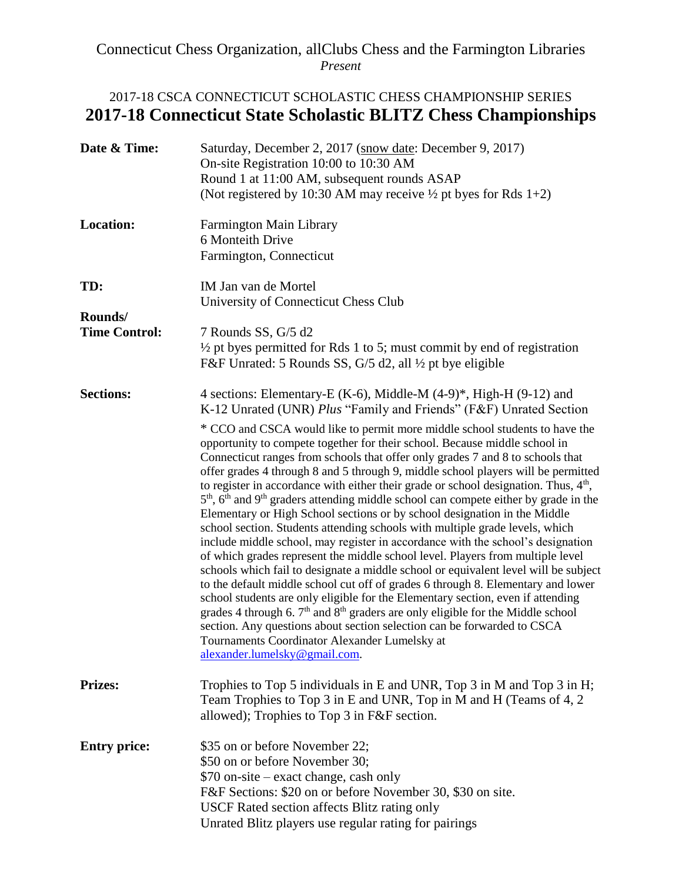Connecticut Chess Organization, allClubs Chess and the Farmington Libraries
*Present*

2017-18 CSCA CONNECTICUT SCHOLASTIC CHESS CHAMPIONSHIP SERIES

# 2017-18 Connecticut State Scholastic BLITZ Chess Championships

**Date & Time:** Saturday, December 2, 2017 (snow date: December 9, 2017)
On-site Registration 10:00 to 10:30 AM
Round 1 at 11:00 AM, subsequent rounds ASAP
(Not registered by 10:30 AM may receive ½ pt byes for Rds 1+2)

**Location:** Farmington Main Library
6 Monteith Drive
Farmington, Connecticut

**TD:** IM Jan van de Mortel
University of Connecticut Chess Club

**Rounds/ Time Control:** 7 Rounds SS, G/5 d2
½ pt byes permitted for Rds 1 to 5; must commit by end of registration
F&F Unrated: 5 Rounds SS, G/5 d2, all ½ pt bye eligible

**Sections:** 4 sections: Elementary-E (K-6), Middle-M (4-9)*, High-H (9-12) and K-12 Unrated (UNR) *Plus* "Family and Friends" (F&F) Unrated Section

* CCO and CSCA would like to permit more middle school students to have the opportunity to compete together for their school. Because middle school in Connecticut ranges from schools that offer only grades 7 and 8 to schools that offer grades 4 through 8 and 5 through 9, middle school players will be permitted to register in accordance with either their grade or school designation. Thus, 4th, 5th, 6th and 9th graders attending middle school can compete either by grade in the Elementary or High School sections or by school designation in the Middle school section. Students attending schools with multiple grade levels, which include middle school, may register in accordance with the school's designation of which grades represent the middle school level. Players from multiple level schools which fail to designate a middle school or equivalent level will be subject to the default middle school cut off of grades 6 through 8. Elementary and lower school students are only eligible for the Elementary section, even if attending grades 4 through 6. 7th and 8th graders are only eligible for the Middle school section. Any questions about section selection can be forwarded to CSCA Tournaments Coordinator Alexander Lumelsky at alexander.lumelsky@gmail.com.

**Prizes:** Trophies to Top 5 individuals in E and UNR, Top 3 in M and Top 3 in H; Team Trophies to Top 3 in E and UNR, Top in M and H (Teams of 4, 2 allowed); Trophies to Top 3 in F&F section.

**Entry price:** $35 on or before November 22;
$50 on or before November 30;
$70 on-site – exact change, cash only
F&F Sections: $20 on or before November 30, $30 on site.
USCF Rated section affects Blitz rating only
Unrated Blitz players use regular rating for pairings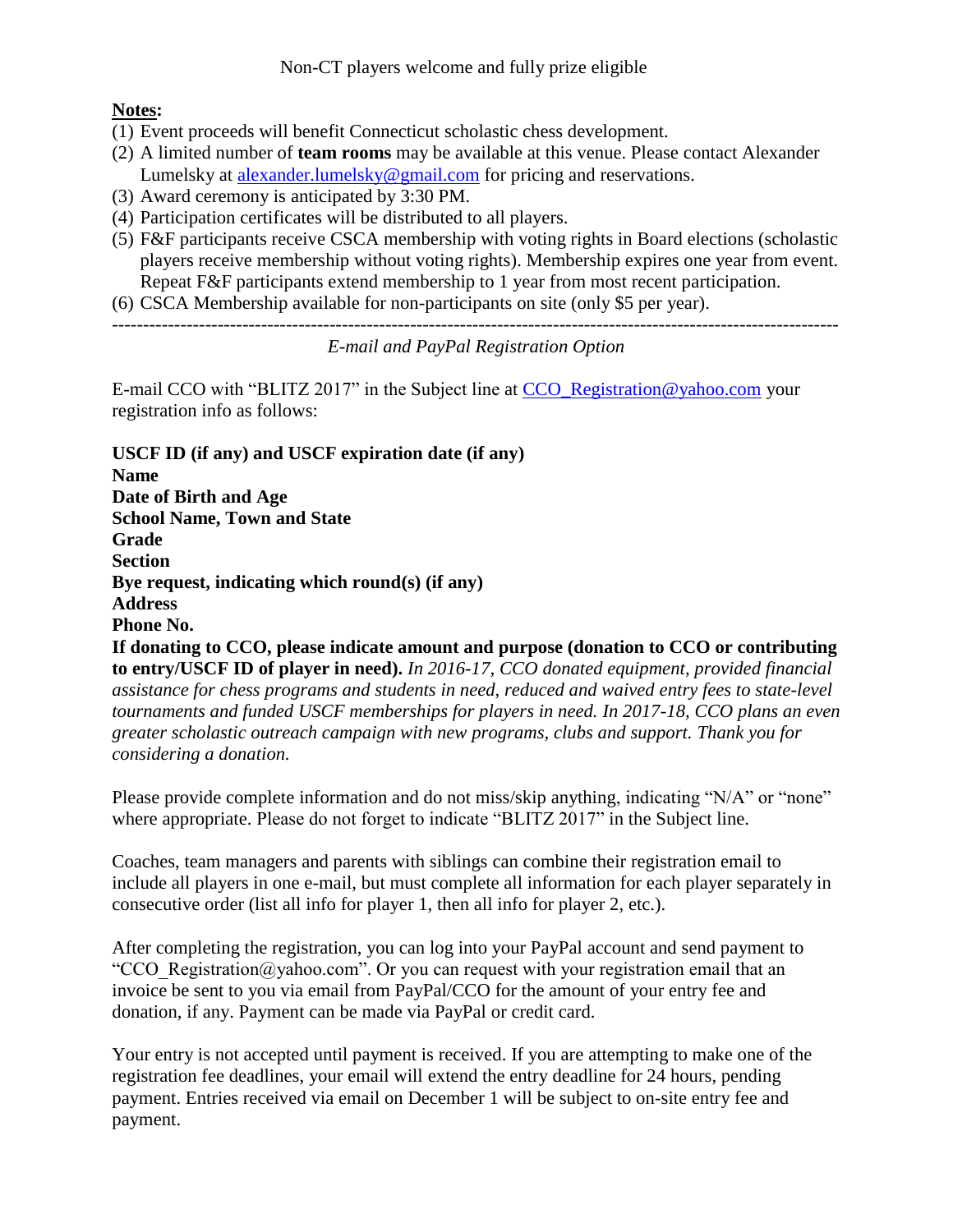Non-CT players welcome and fully prize eligible

**Notes:**

(1) Event proceeds will benefit Connecticut scholastic chess development.
(2) A limited number of **team rooms** may be available at this venue. Please contact Alexander Lumelsky at alexander.lumelsky@gmail.com for pricing and reservations.
(3) Award ceremony is anticipated by 3:30 PM.
(4) Participation certificates will be distributed to all players.
(5) F&F participants receive CSCA membership with voting rights in Board elections (scholastic players receive membership without voting rights). Membership expires one year from event. Repeat F&F participants extend membership to 1 year from most recent participation.
(6) CSCA Membership available for non-participants on site (only $5 per year).

---

*E-mail and PayPal Registration Option*

E-mail CCO with "BLITZ 2017" in the Subject line at CCO_Registration@yahoo.com your registration info as follows:

**USCF ID (if any) and USCF expiration date (if any)**
**Name**
**Date of Birth and Age**
**School Name, Town and State**
**Grade**
**Section**
**Bye request, indicating which round(s) (if any)**
**Address**
**Phone No.**
**If donating to CCO, please indicate amount and purpose (donation to CCO or contributing to entry/USCF ID of player in need).** *In 2016-17, CCO donated equipment, provided financial assistance for chess programs and students in need, reduced and waived entry fees to state-level tournaments and funded USCF memberships for players in need. In 2017-18, CCO plans an even greater scholastic outreach campaign with new programs, clubs and support. Thank you for considering a donation.*

Please provide complete information and do not miss/skip anything, indicating "N/A" or "none" where appropriate. Please do not forget to indicate "BLITZ 2017" in the Subject line.

Coaches, team managers and parents with siblings can combine their registration email to include all players in one e-mail, but must complete all information for each player separately in consecutive order (list all info for player 1, then all info for player 2, etc.).

After completing the registration, you can log into your PayPal account and send payment to "CCO_Registration@yahoo.com". Or you can request with your registration email that an invoice be sent to you via email from PayPal/CCO for the amount of your entry fee and donation, if any. Payment can be made via PayPal or credit card.

Your entry is not accepted until payment is received. If you are attempting to make one of the registration fee deadlines, your email will extend the entry deadline for 24 hours, pending payment. Entries received via email on December 1 will be subject to on-site entry fee and payment.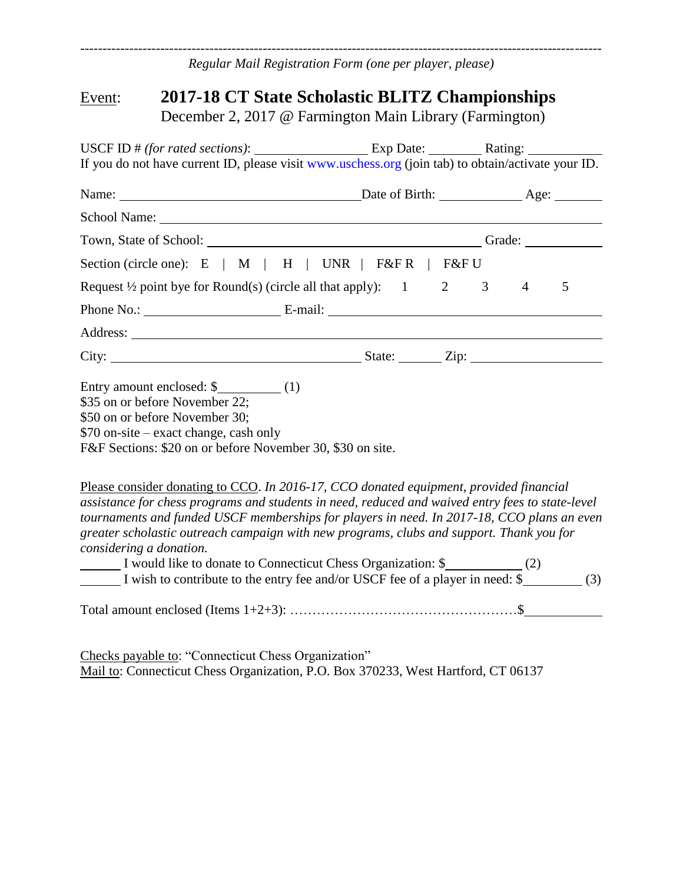---

*Regular Mail Registration Form (one per player, please)*

Event: **2017-18 CT State Scholastic BLITZ Championships**
December 2, 2017 @ Farmington Main Library (Farmington)

USCF ID # *(for rated sections)*: ______________ Exp Date: ________ Rating: __________
If you do not have current ID, please visit www.uschess.org (join tab) to obtain/activate your ID.

Name: ______________________________ Date of Birth: __________ Age: ______

School Name: ______________________________________________

Town, State of School: ______________________________ Grade: __________

Section (circle one): E | M | H | UNR | F&F R | F&F U

Request ½ point bye for Round(s) (circle all that apply): 1 2 3 4 5

Phone No.: ________________ E-mail: ______________________________

Address: ______________________________________________

City: ______________________________ State: ______ Zip: ______________

Entry amount enclosed: $__________ (1)
$35 on or before November 22;
$50 on or before November 30;
$70 on-site – exact change, cash only
F&F Sections: $20 on or before November 30, $30 on site.

Please consider donating to CCO. *In 2016-17, CCO donated equipment, provided financial assistance for chess programs and students in need, reduced and waived entry fees to state-level tournaments and funded USCF memberships for players in need. In 2017-18, CCO plans an even greater scholastic outreach campaign with new programs, clubs and support. Thank you for considering a donation.*

______ I would like to donate to Connecticut Chess Organization: $__________ (2)
______ I wish to contribute to the entry fee and/or USCF fee of a player in need: $__________ (3)

Total amount enclosed (Items 1+2+3): ……………………………………………$__________

Checks payable to: "Connecticut Chess Organization"
Mail to: Connecticut Chess Organization, P.O. Box 370233, West Hartford, CT 06137